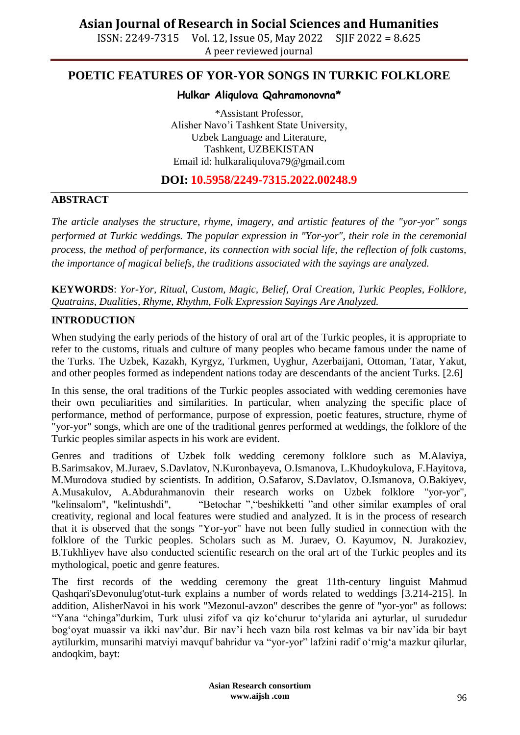# POETIC FEATURES OF YOR-YOR SONGS IN TURKIC FOLKLORE

**Hulkar Aliqulova Qahramonovna***

*Assistant Professor,
Alisher Navo'i Tashkent State University,
Uzbek Language and Literature,
Tashkent, UZBEKISTAN
Email id: hulkaraliqulova79@gmail.com

**DOI: 10.5958/2249-7315.2022.00248.9**

## ABSTRACT

*The article analyses the structure, rhyme, imagery, and artistic features of the "yor-yor" songs performed at Turkic weddings. The popular expression in "Yor-yor", their role in the ceremonial process, the method of performance, its connection with social life, the reflection of folk customs, the importance of magical beliefs, the traditions associated with the sayings are analyzed.*

**KEYWORDS**: *Yor-Yor, Ritual, Custom, Magic, Belief, Oral Creation, Turkic Peoples, Folklore, Quatrains, Dualities, Rhyme, Rhythm, Folk Expression Sayings Are Analyzed.*

## INTRODUCTION

When studying the early periods of the history of oral art of the Turkic peoples, it is appropriate to refer to the customs, rituals and culture of many peoples who became famous under the name of the Turks. The Uzbek, Kazakh, Kyrgyz, Turkmen, Uyghur, Azerbaijani, Ottoman, Tatar, Yakut, and other peoples formed as independent nations today are descendants of the ancient Turks. [2.6]

In this sense, the oral traditions of the Turkic peoples associated with wedding ceremonies have their own peculiarities and similarities. In particular, when analyzing the specific place of performance, method of performance, purpose of expression, poetic features, structure, rhyme of "yor-yor" songs, which are one of the traditional genres performed at weddings, the folklore of the Turkic peoples similar aspects in his work are evident.

Genres and traditions of Uzbek folk wedding ceremony folklore such as M.Alaviya, B.Sarimsakov, M.Juraev, S.Davlatov, N.Kuronbayeva, O.Ismanova, L.Khudoykulova, F.Hayitova, M.Murodova studied by scientists. In addition, O.Safarov, S.Davlatov, O.Ismanova, O.Bakiyev, A.Musakulov, A.Abdurahmanovin their research works on Uzbek folklore "yor-yor", "kelinsalom", "kelintushdi", "Betochar ","beshikketti "and other similar examples of oral creativity, regional and local features were studied and analyzed. It is in the process of research that it is observed that the songs "Yor-yor" have not been fully studied in connection with the folklore of the Turkic peoples. Scholars such as M. Juraev, O. Kayumov, N. Jurakoziev, B.Tukhliyev have also conducted scientific research on the oral art of the Turkic peoples and its mythological, poetic and genre features.

The first records of the wedding ceremony the great 11th-century linguist Mahmud Qashqari'sDevonulug'otut-turk explains a number of words related to weddings [3.214-215]. In addition, AlisherNavoi in his work "Mezonul-avzon" describes the genre of "yor-yor" as follows: "Yana "chinga"durkim, Turk ulusi zifof va qiz ko'churur to'ylarida ani ayturlar, ul surudedur bog'oyat muassir va ikki nav'dur. Bir nav'i hech vazn bila rost kelmas va bir nav'ida bir bayt aytilurkim, munsarihi matviyi mavquf bahridur va "yor-yor" lafzini radif o'rnig'a mazkur qilurlar, andoqkim, bayt: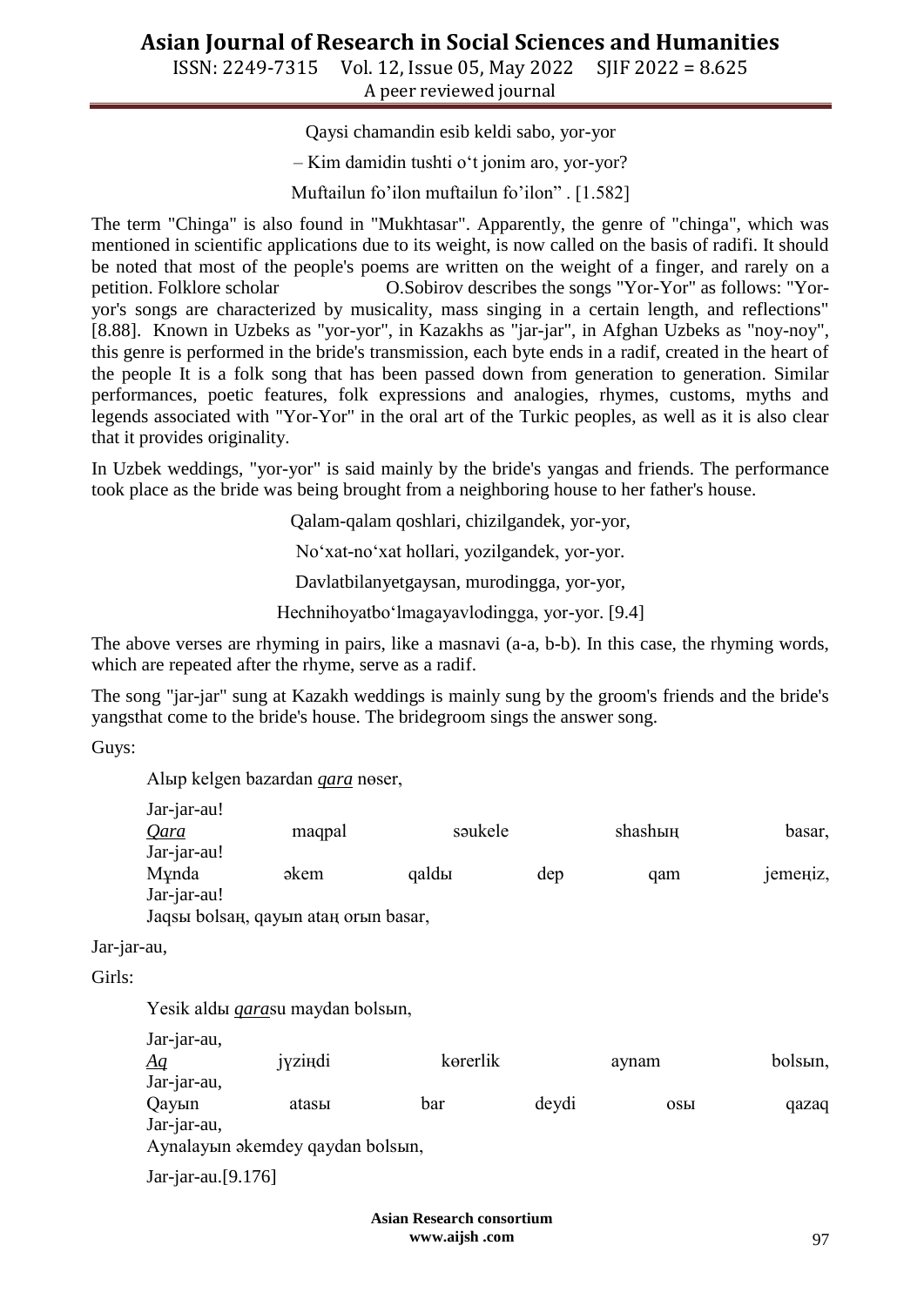Qaysi chamandin esib keldi sabo, yor-yor

– Kim damidin tushti o'‘t jonim aro, yor-yor?

Muftailun fo'ilon muftailun fo'ilon" . [1.582]

The term "Chinga" is also found in "Mukhtasar". Apparently, the genre of "chinga", which was mentioned in scientific applications due to its weight, is now called on the basis of radifi. It should be noted that most of the people's poems are written on the weight of a finger, and rarely on a petition. Folklore scholar O.Sobirov describes the songs "Yor-Yor" as follows: "Yor-yor's songs are characterized by musicality, mass singing in a certain length, and reflections" [8.88]. Known in Uzbeks as "yor-yor", in Kazakhs as "jar-jar", in Afghan Uzbeks as "noy-noy", this genre is performed in the bride's transmission, each byte ends in a radif, created in the heart of the people It is a folk song that has been passed down from generation to generation. Similar performances, poetic features, folk expressions and analogies, rhymes, customs, myths and legends associated with "Yor-Yor" in the oral art of the Turkic peoples, as well as it is also clear that it provides originality.

In Uzbek weddings, "yor-yor" is said mainly by the bride's yangas and friends. The performance took place as the bride was being brought from a neighboring house to her father's house.

Qalam-qalam qoshlari, chizilgandek, yor-yor,

No‘xat-no‘xat hollari, yozilgandek, yor-yor.

Davlatbilanyetgaysan, murodingga, yor-yor,

Hechnihoyatbo‘lmagayavlodingga, yor-yor. [9.4]

The above verses are rhyming in pairs, like a masnavi (a-a, b-b). In this case, the rhyming words, which are repeated after the rhyme, serve as a radif.

The song "jar-jar" sung at Kazakh weddings is mainly sung by the groom's friends and the bride's yangsthat come to the bride's house. The bridegroom sings the answer song.

Guys:

Alыp kelgen bazardan <u>*qara*</u> nəser,

Jar-jar-au!

<u>*Qara*</u> maqpal səukele shashыŋ basar,

Jar-jar-au!

Mұnda əkem qaldы dep qam jemeŋiz,

Jar-jar-au!

Jaqsы bolsaŋ, qayыn ataŋ oгыn basar,

Jar-jar-au,

Girls:

Yesik aldы <u>*qara*</u>su maydan bolsыn,

Jar-jar-au,

<u>*Aq*</u> jүziŋdi kөrerlik aynam bolsыn,

Jar-jar-au,

Qayыn atasы bar deydi osы qazaq

Jar-jar-au,

Aynalayыn əkemdey qaydan bolsыn,

Jar-jar-au.[9.176]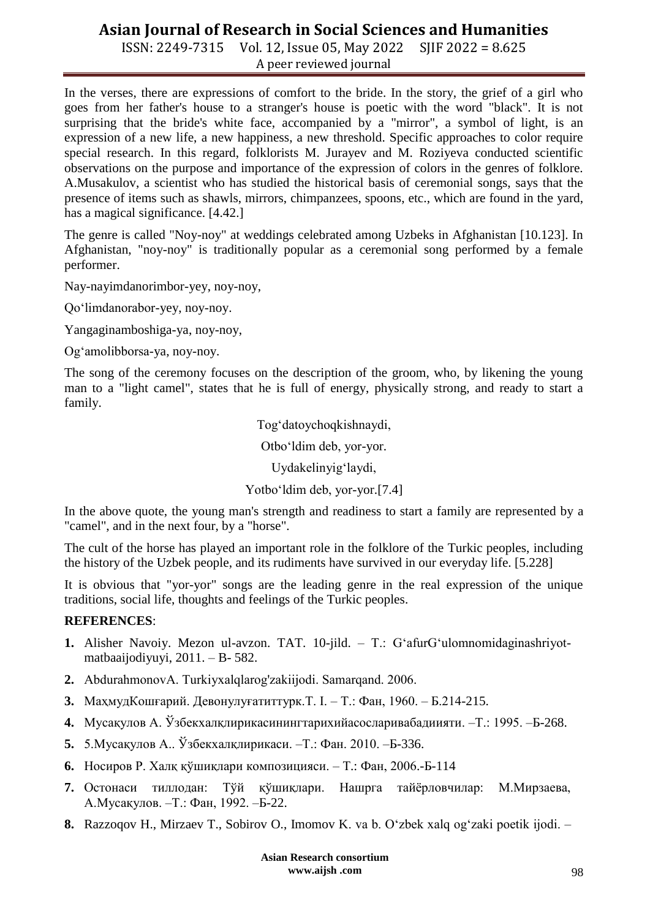In the verses, there are expressions of comfort to the bride. In the story, the grief of a girl who goes from her father's house to a stranger's house is poetic with the word "black". It is not surprising that the bride's white face, accompanied by a "mirror", a symbol of light, is an expression of a new life, a new happiness, a new threshold. Specific approaches to color require special research. In this regard, folklorists M. Jurayev and M. Roziyeva conducted scientific observations on the purpose and importance of the expression of colors in the genres of folklore. A.Musakulov, a scientist who has studied the historical basis of ceremonial songs, says that the presence of items such as shawls, mirrors, chimpanzees, spoons, etc., which are found in the yard, has a magical significance. [4.42.]

The genre is called "Noy-noy" at weddings celebrated among Uzbeks in Afghanistan [10.123]. In Afghanistan, "noy-noy" is traditionally popular as a ceremonial song performed by a female performer.

Nay-nayimdanorimbor-yey, noy-noy,

Qo'limdanorabor-yey, noy-noy.

Yangaginamboshiga-ya, noy-noy,

Og'amolibborsa-ya, noy-noy.

The song of the ceremony focuses on the description of the groom, who, by likening the young man to a "light camel", states that he is full of energy, physically strong, and ready to start a family.

Tog'datoychoqkishnaydi,

Otbo'ldim deb, yor-yor.

Uydakelinyig'laydi,

Yotbo'ldim deb, yor-yor.[7.4]

In the above quote, the young man's strength and readiness to start a family are represented by a "camel", and in the next four, by a "horse".

The cult of the horse has played an important role in the folklore of the Turkic peoples, including the history of the Uzbek people, and its rudiments have survived in our everyday life. [5.228]

It is obvious that "yor-yor" songs are the leading genre in the real expression of the unique traditions, social life, thoughts and feelings of the Turkic peoples.

**REFERENCES**:

1. Alisher Navoiy. Mezon ul-avzon. TAT. 10-jild. – T.: G'afurG'ulomnomidaginashriyot-matbaaijodiyuyi, 2011. – B- 582.
2. AbdurahmonovA. Turkiyxalqlarog'zakiijodi. Samarqand. 2006.
3. МаҳмудКошғарий. Девонулуғатиттурк.Т. I. – Т.: Фан, 1960. – Б.214-215.
4. Мусақулов А. Ўзбекхалқлирикасинингтарихийасосларивабадиияти. –Т.: 1995. –Б-268.
5. 5.Мусақулов А.. Ўзбекхалқлирикаси. –Т.: Фан. 2010. –Б-336.
6. Носиров Р. Халқ қўшиқлари композицияси. – Т.: Фан, 2006.-Б-114
7. Остонаси тиллодан: Тўй қўшиқлари. Нашрга тайёрловчилар: М.Мирзаева, А.Мусақулов. –Т.: Фан, 1992. –Б-22.
8. Razzoqov H., Mirzaev T., Sobirov O., Imomov K. va b. O'zbek xalq og'zaki poetik ijodi. –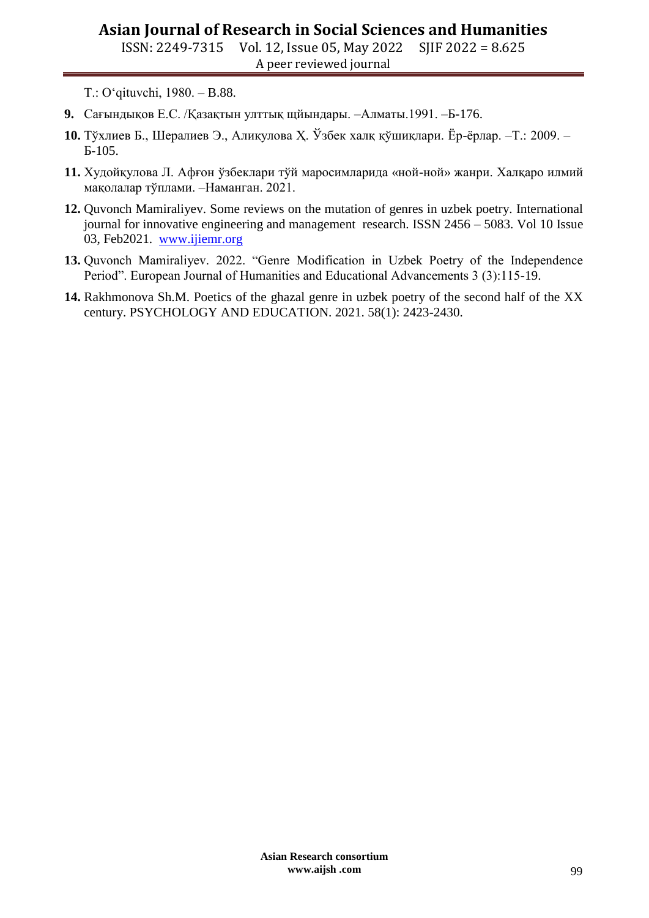T.: O‘qituvchi, 1980. – B.88.

9. Сағындықов Е.С. /Қазақтын улттық щйындары. –Алматы.1991. –Б-176.
10. Тўхлиев Б., Шералиев Э., Аликулова Ҳ. Ўзбек халқ қўшиқлари. Ёр-ёрлар. –Т.: 2009. – Б-105.
11. Худойқулова Л. Афғон ўзбеклари тўй маросимларида «ной-ной» жанри. Халқаро илмий мақолалар тўплами. –Наманган. 2021.
12. Quvonch Mamiraliyev. Some reviews on the mutation of genres in uzbek poetry. International journal for innovative engineering and management research. ISSN 2456 – 5083. Vol 10 Issue 03, Feb2021. www.ijiemr.org
13. Quvonch Mamiraliyev. 2022. “Genre Modification in Uzbek Poetry of the Independence Period”. European Journal of Humanities and Educational Advancements 3 (3):115-19.
14. Rakhmonova Sh.M. Poetics of the ghazal genre in uzbek poetry of the second half of the XX century. PSYCHOLOGY AND EDUCATION. 2021. 58(1): 2423-2430.